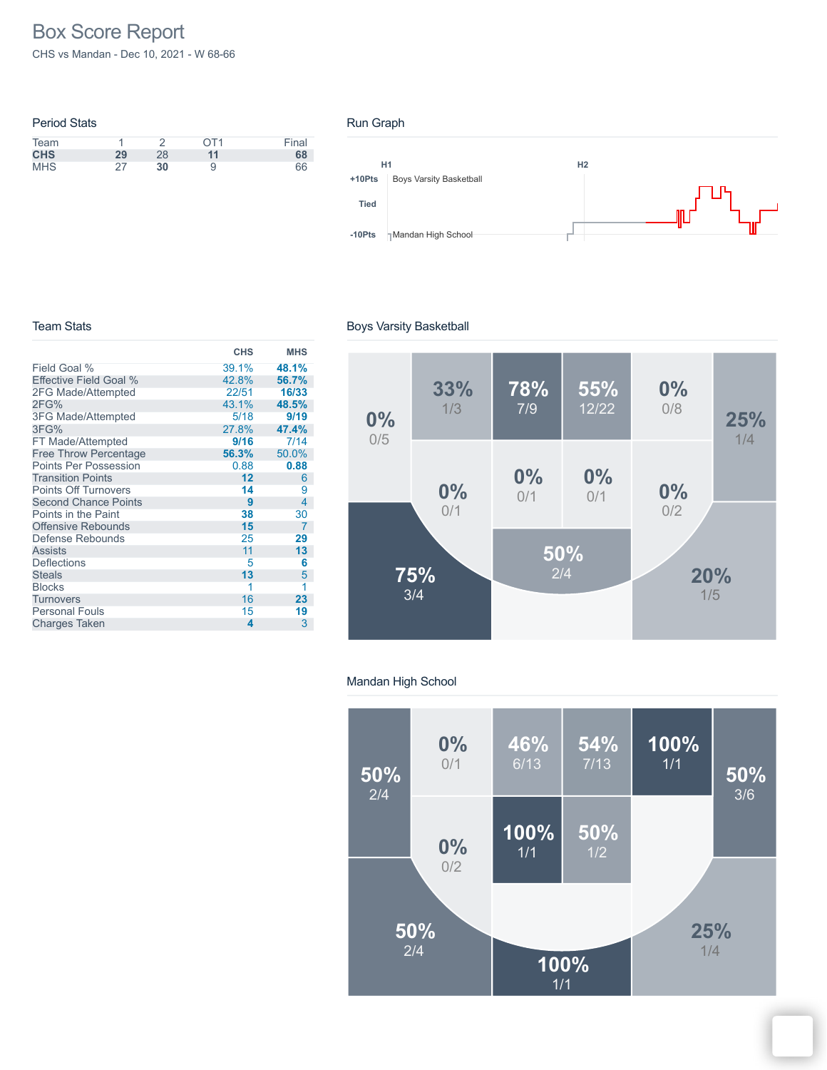# Box Score Report

CHS vs Mandan - Dec 10, 2021 - W 68-66

## Period Stats

| Team | 1 | 2 | OT1 | Final |
|---|---|---|---|---|
| **CHS** | **29** | 28 | **11** | **68** |
| MHS | 27 | **30** | 9 | 66 |

## Run Graph

H1 H2

+10Pts Boys Varsity Basketball

Tied

-10Pts Mandan High School

## Team Stats

| | CHS | MHS |
|---|---|---|
| Field Goal % | 39.1% | **48.1%** |
| Effective Field Goal % | 42.8% | **56.7%** |
| 2FG Made/Attempted | 22/51 | **16/33** |
| 2FG% | 43.1% | **48.5%** |
| 3FG Made/Attempted | 5/18 | **9/19** |
| 3FG% | 27.8% | **47.4%** |
| FT Made/Attempted | **9/16** | 7/14 |
| Free Throw Percentage | **56.3%** | 50.0% |
| Points Per Possession | 0.88 | **0.88** |
| Transition Points | **12** | 6 |
| Points Off Turnovers | **14** | 9 |
| Second Chance Points | **9** | 4 |
| Points in the Paint | **38** | 30 |
| Offensive Rebounds | **15** | 7 |
| Defense Rebounds | 25 | **29** |
| Assists | 11 | **13** |
| Deflections | 5 | **6** |
| Steals | **13** | 5 |
| Blocks | 1 | 1 |
| Turnovers | 16 | **23** |
| Personal Fouls | 15 | **19** |
| Charges Taken | **4** | 3 |

## Boys Varsity Basketball

0% 0/5

33% 1/3

78% 7/9

55% 12/22

0% 0/8

25% 1/4

0% 0/1

0% 0/1

0% 0/1

0% 0/2

50% 2/4

75% 3/4

20% 1/5

## Mandan High School

50% 2/4

0% 0/1

46% 6/13

54% 7/13

100% 1/1

50% 3/6

0% 0/2

100% 1/1

50% 1/2

50% 2/4

100% 1/1

25% 1/4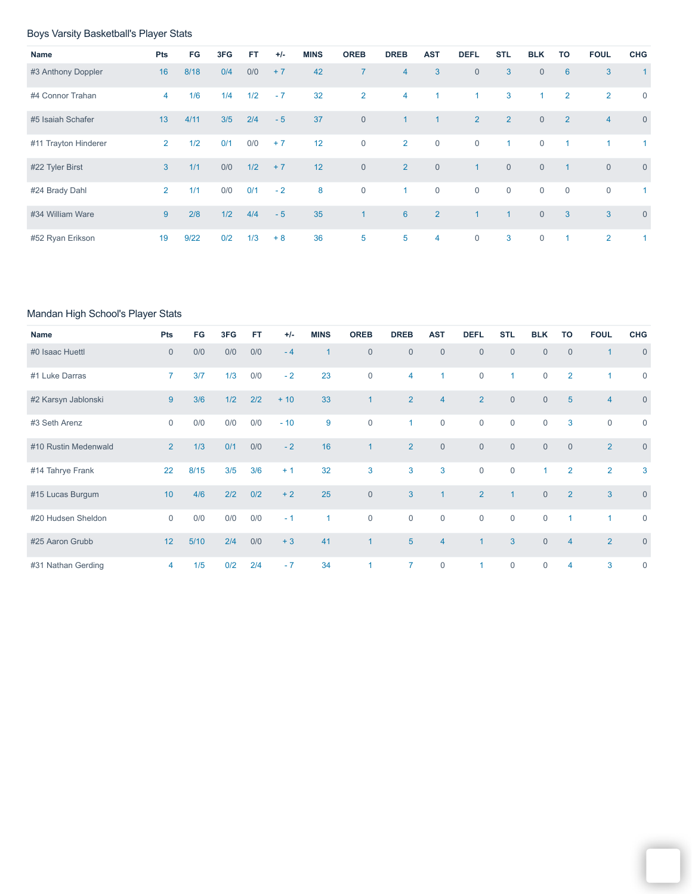Boys Varsity Basketball's Player Stats

| Name | Pts | FG | 3FG | FT | +/- | MINS | OREB | DREB | AST | DEFL | STL | BLK | TO | FOUL | CHG |
|---|---|---|---|---|---|---|---|---|---|---|---|---|---|---|---|
| #3 Anthony Doppler | 16 | 8/18 | 0/4 | 0/0 | + 7 | 42 | 7 | 4 | 3 | 0 | 3 | 0 | 6 | 3 | 1 |
| #4 Connor Trahan | 4 | 1/6 | 1/4 | 1/2 | - 7 | 32 | 2 | 4 | 1 | 1 | 3 | 1 | 2 | 2 | 0 |
| #5 Isaiah Schafer | 13 | 4/11 | 3/5 | 2/4 | - 5 | 37 | 0 | 1 | 1 | 2 | 2 | 0 | 2 | 4 | 0 |
| #11 Trayton Hinderer | 2 | 1/2 | 0/1 | 0/0 | + 7 | 12 | 0 | 2 | 0 | 0 | 1 | 0 | 1 | 1 | 1 |
| #22 Tyler Birst | 3 | 1/1 | 0/0 | 1/2 | + 7 | 12 | 0 | 2 | 0 | 1 | 0 | 0 | 1 | 0 | 0 |
| #24 Brady Dahl | 2 | 1/1 | 0/0 | 0/1 | - 2 | 8 | 0 | 1 | 0 | 0 | 0 | 0 | 0 | 0 | 1 |
| #34 William Ware | 9 | 2/8 | 1/2 | 4/4 | - 5 | 35 | 1 | 6 | 2 | 1 | 1 | 0 | 3 | 3 | 0 |
| #52 Ryan Erikson | 19 | 9/22 | 0/2 | 1/3 | + 8 | 36 | 5 | 5 | 4 | 0 | 3 | 0 | 1 | 2 | 1 |

Mandan High School's Player Stats

| Name | Pts | FG | 3FG | FT | +/- | MINS | OREB | DREB | AST | DEFL | STL | BLK | TO | FOUL | CHG |
|---|---|---|---|---|---|---|---|---|---|---|---|---|---|---|---|
| #0 Isaac Huettl | 0 | 0/0 | 0/0 | 0/0 | - 4 | 1 | 0 | 0 | 0 | 0 | 0 | 0 | 0 | 1 | 0 |
| #1 Luke Darras | 7 | 3/7 | 1/3 | 0/0 | - 2 | 23 | 0 | 4 | 1 | 0 | 1 | 0 | 2 | 1 | 0 |
| #2 Karsyn Jablonski | 9 | 3/6 | 1/2 | 2/2 | + 10 | 33 | 1 | 2 | 4 | 2 | 0 | 0 | 5 | 4 | 0 |
| #3 Seth Arenz | 0 | 0/0 | 0/0 | 0/0 | - 10 | 9 | 0 | 1 | 0 | 0 | 0 | 0 | 3 | 0 | 0 |
| #10 Rustin Medenwald | 2 | 1/3 | 0/1 | 0/0 | - 2 | 16 | 1 | 2 | 0 | 0 | 0 | 0 | 0 | 2 | 0 |
| #14 Tahrye Frank | 22 | 8/15 | 3/5 | 3/6 | + 1 | 32 | 3 | 3 | 3 | 0 | 0 | 1 | 2 | 2 | 3 |
| #15 Lucas Burgum | 10 | 4/6 | 2/2 | 0/2 | + 2 | 25 | 0 | 3 | 1 | 2 | 1 | 0 | 2 | 3 | 0 |
| #20 Hudsen Sheldon | 0 | 0/0 | 0/0 | 0/0 | - 1 | 1 | 0 | 0 | 0 | 0 | 0 | 0 | 1 | 1 | 0 |
| #25 Aaron Grubb | 12 | 5/10 | 2/4 | 0/0 | + 3 | 41 | 1 | 5 | 4 | 1 | 3 | 0 | 4 | 2 | 0 |
| #31 Nathan Gerding | 4 | 1/5 | 0/2 | 2/4 | - 7 | 34 | 1 | 7 | 0 | 1 | 0 | 0 | 4 | 3 | 0 |